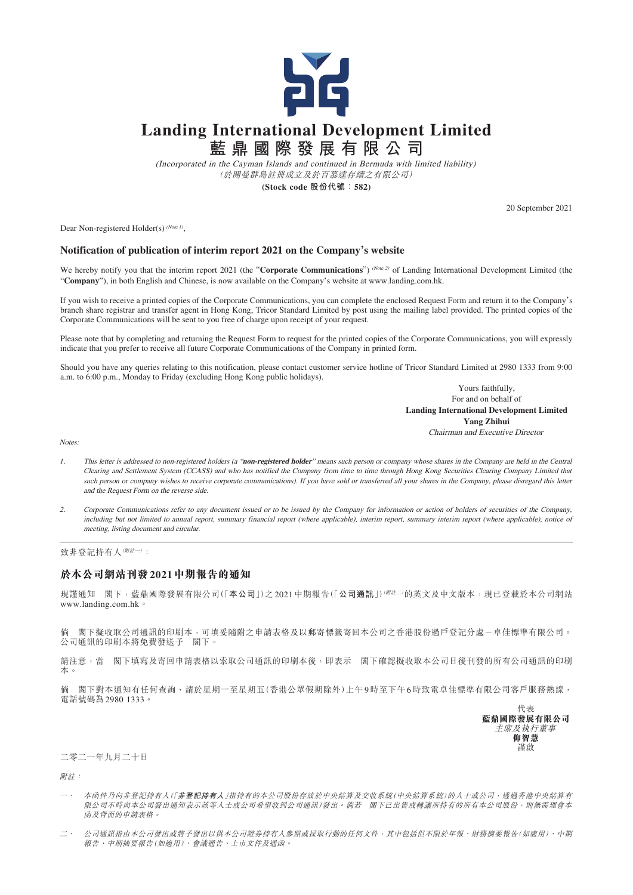# Landing International Development Limited

# 藍鼎國際發展有限公司

*(Incorporated in the Cayman Islands and continued in Bermuda with limited liability)*
*(於開曼群島註冊成立及於百慕達存續之有限公司)*

**(Stock code 股份代號：582)**

20 September 2021

Dear Non-registered Holder(s) *(Note 1)*,

## Notification of publication of interim report 2021 on the Company's website

We hereby notify you that the interim report 2021 (the "**Corporate Communications**") *(Note 2)* of Landing International Development Limited (the "**Company**"), in both English and Chinese, is now available on the Company's website at www.landing.com.hk.

If you wish to receive a printed copies of the Corporate Communications, you can complete the enclosed Request Form and return it to the Company's branch share registrar and transfer agent in Hong Kong, Tricor Standard Limited by post using the mailing label provided. The printed copies of the Corporate Communications will be sent to you free of charge upon receipt of your request.

Please note that by completing and returning the Request Form to request for the printed copies of the Corporate Communications, you will expressly indicate that you prefer to receive all future Corporate Communications of the Company in printed form.

Should you have any queries relating to this notification, please contact customer service hotline of Tricor Standard Limited at 2980 1333 from 9:00 a.m. to 6:00 p.m., Monday to Friday (excluding Hong Kong public holidays).

Yours faithfully,
For and on behalf of
**Landing International Development Limited**
**Yang Zhihui**
*Chairman and Executive Director*

*Notes:*

1. *This letter is addressed to non-registered holders (a "**non-registered holder**" means such person or company whose shares in the Company are held in the Central Clearing and Settlement System (CCASS) and who has notified the Company from time to time through Hong Kong Securities Clearing Company Limited that such person or company wishes to receive corporate communications). If you have sold or transferred all your shares in the Company, please disregard this letter and the Request Form on the reverse side.*

2. *Corporate Communications refer to any document issued or to be issued by the Company for information or action of holders of securities of the Company, including but not limited to annual report, summary financial report (where applicable), interim report, summary interim report (where applicable), notice of meeting, listing document and circular.*

---

致非登記持有人*(附註一)*：

## 於本公司網站刊發2021中期報告的通知

現謹通知　閣下，藍鼎國際發展有限公司(「**本公司**」)之2021中期報告(「**公司通訊**」)*(附註二)*的英文及中文版本，現已登載於本公司網站www.landing.com.hk。

倘　閣下擬收取公司通訊的印刷本，可填妥隨附之申請表格及以郵寄標籤寄回本公司之香港股份過戶登記分處－卓佳標準有限公司。公司通訊的印刷本將免費發送予　閣下。

請注意，當　閣下填寫及寄回申請表格以索取公司通訊的印刷本後，即表示　閣下確認擬收取本公司日後刊發的所有公司通訊的印刷本。

倘　閣下對本通知有任何查詢，請於星期一至星期五(香港公眾假期除外)上午9時至下午6時致電卓佳標準有限公司客戶服務熱線，電話號碼為2980 1333。

代表
**藍鼎國際發展有限公司**
*主席及執行董事*
**仰智慧**
謹啟

二零二一年九月二十日

*附註：*

一、 *本函件乃向非登記持有人(「**非登記持有人**」指持有的本公司股份存放於中央結算及交收系統(中央結算系統)的人士或公司，透過香港中央結算有限公司不時向本公司發出通知表示該等人士或公司希望收到公司通訊)發出。倘若　閣下已出售或轉讓所持有的所有本公司股份，則無需理會本函及背面的申請表格。*

二、 *公司通訊指由本公司發出或將予發出以供本公司證券持有人參照或採取行動的任何文件，其中包括但不限於年報、財務摘要報告(如適用)、中期報告、中期摘要報告(如適用)、會議通告、上市文件及通函。*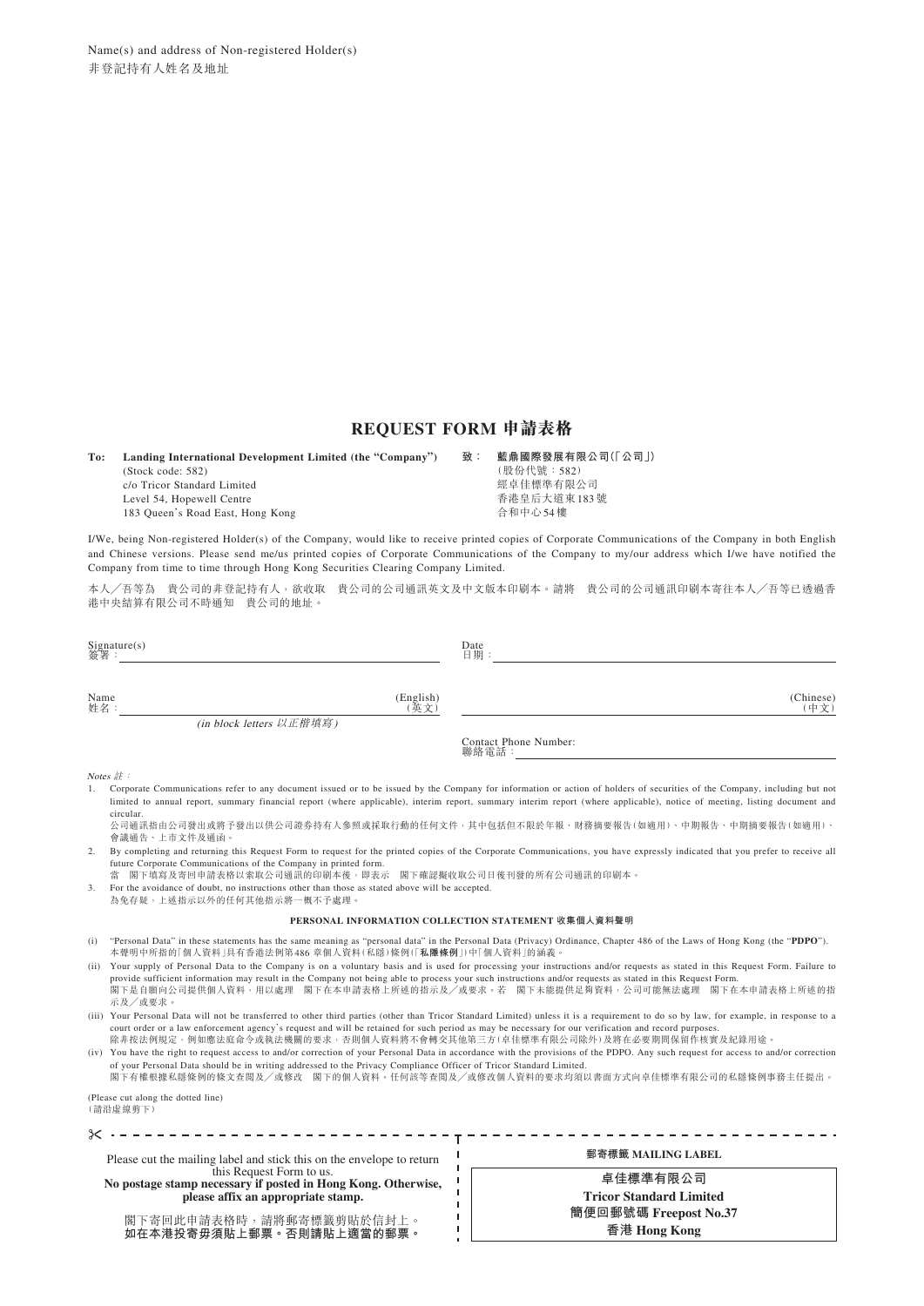Name(s) and address of Non-registered Holder(s)
非登記持有人姓名及地址

# REQUEST FORM 申請表格

**To: Landing International Development Limited (the "Company")**
(Stock code: 582)
c/o Tricor Standard Limited
Level 54, Hopewell Centre
183 Queen's Road East, Hong Kong

**致： 藍鼎國際發展有限公司(「公司」)**
(股份代號：582)
經卓佳標準有限公司
香港皇后大道東183號
合和中心54樓

I/We, being Non-registered Holder(s) of the Company, would like to receive printed copies of Corporate Communications of the Company in both English and Chinese versions. Please send me/us printed copies of Corporate Communications of the Company to my/our address which I/we have notified the Company from time to time through Hong Kong Securities Clearing Company Limited.

本人／吾等為 貴公司的非登記持有人，欲收取 貴公司的公司通訊英文及中文版本印刷本。請將 貴公司的公司通訊印刷本寄往本人／吾等已透過香港中央結算有限公司不時通知 貴公司的地址。

Signature(s)
簽署：

Date
日期：

Name
姓名：　　　　(English)(英文)　　　　(Chinese)(中文)
*(in block letters 以正楷填寫)*

Contact Phone Number:
聯絡電話：

*Notes 註：*

1. Corporate Communications refer to any document issued or to be issued by the Company for information or action of holders of securities of the Company, including but not limited to annual report, summary financial report (where applicable), interim report, summary interim report (where applicable), notice of meeting, listing document and circular.
公司通訊指由公司發出或將予發出以供公司證券持有人參照或採取行動的任何文件，其中包括但不限於年報、財務摘要報告(如適用)、中期報告、中期摘要報告(如適用)、會議通告、上市文件及通函。
2. By completing and returning this Request Form to request for the printed copies of the Corporate Communications, you have expressly indicated that you prefer to receive all future Corporate Communications of the Company in printed form.
當 閣下填寫及寄回申請表格以索取公司通訊的印刷本後，即表示 閣下確認擬收取公司日後刊發的所有公司通訊的印刷本。
3. For the avoidance of doubt, no instructions other than those as stated above will be accepted.
為免存疑，上述指示以外的任何其他指示將一概不予處理。

**PERSONAL INFORMATION COLLECTION STATEMENT 收集個人資料聲明**

(i) "Personal Data" in these statements has the same meaning as "personal data" in the Personal Data (Privacy) Ordinance, Chapter 486 of the Laws of Hong Kong (the "**PDPO**").
本聲明中所指的「個人資料」具有香港法例第486章個人資料(私隱)條例(「**私隱條例**」)中「個人資料」的涵義。

(ii) Your supply of Personal Data to the Company is on a voluntary basis and is used for processing your instructions and/or requests as stated in this Request Form. Failure to provide sufficient information may result in the Company not being able to process your such instructions and/or requests as stated in this Request Form.
閣下是自願向公司提供個人資料，用以處理 閣下在本申請表格上所述的指示及／或要求。若 閣下未能提供足夠資料，公司可能無法處理 閣下在本申請表格上所述的指示及／或要求。

(iii) Your Personal Data will not be transferred to other third parties (other than Tricor Standard Limited) unless it is a requirement to do so by law, for example, in response to a court order or a law enforcement agency's request and will be retained for such period as may be necessary for our verification and record purposes.
除非按法例規定，例如應法庭命令或執法機關的要求，否則個人資料將不會轉交其他第三方(卓佳標準有限公司除外)及將在必要期間保留作核實及紀錄用途。

(iv) You have the right to request access to and/or correction of your Personal Data in accordance with the provisions of the PDPO. Any such request for access to and/or correction of your Personal Data should be in writing addressed to the Privacy Compliance Officer of Tricor Standard Limited.
閣下有權根據私隱條例的條文查閱及／或修改 閣下的個人資料。任何該等查閱及／或修改個人資料的要求均須以書面方式向卓佳標準有限公司的私隱條例事務主任提出。

(Please cut along the dotted line)
(請沿虛線剪下)

Please cut the mailing label and stick this on the envelope to return this Request Form to us.
**No postage stamp necessary if posted in Hong Kong. Otherwise, please affix an appropriate stamp.**

閣下寄回此申請表格時，請將郵寄標籤剪貼於信封上。
**如在本港投寄毋須貼上郵票。否則請貼上適當的郵票。**

**郵寄標籤 MAILING LABEL**

**卓佳標準有限公司**
**Tricor Standard Limited**
**簡便回郵號碼 Freepost No.37**
**香港 Hong Kong**